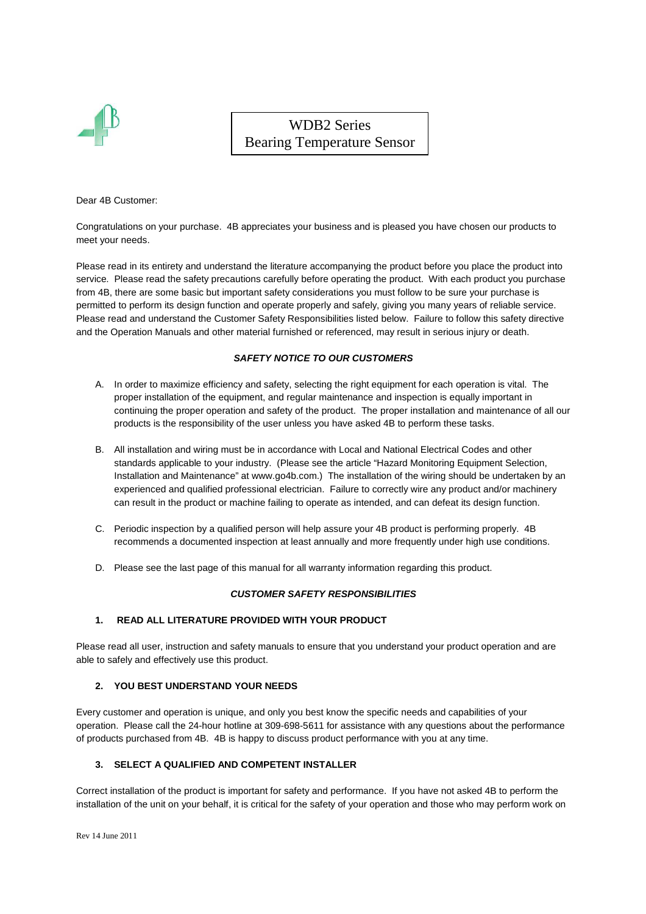# WDB2 Series Bearing Temperature Sensor

Dear 4B Customer:

Congratulations on your purchase. 4B appreciates your business and is pleased you have chosen our products to meet your needs.

Please read in its entirety and understand the literature accompanying the product before you place the product into service. Please read the safety precautions carefully before operating the product. With each product you purchase from 4B, there are some basic but important safety considerations you must follow to be sure your purchase is permitted to perform its design function and operate properly and safely, giving you many years of reliable service. Please read and understand the Customer Safety Responsibilities listed below. Failure to follow this safety directive and the Operation Manuals and other material furnished or referenced, may result in serious injury or death.

***SAFETY NOTICE TO OUR CUSTOMERS***

A. In order to maximize efficiency and safety, selecting the right equipment for each operation is vital. The proper installation of the equipment, and regular maintenance and inspection is equally important in continuing the proper operation and safety of the product. The proper installation and maintenance of all our products is the responsibility of the user unless you have asked 4B to perform these tasks.

B. All installation and wiring must be in accordance with Local and National Electrical Codes and other standards applicable to your industry. (Please see the article "Hazard Monitoring Equipment Selection, Installation and Maintenance" at www.go4b.com.) The installation of the wiring should be undertaken by an experienced and qualified professional electrician. Failure to correctly wire any product and/or machinery can result in the product or machine failing to operate as intended, and can defeat its design function.

C. Periodic inspection by a qualified person will help assure your 4B product is performing properly. 4B recommends a documented inspection at least annually and more frequently under high use conditions.

D. Please see the last page of this manual for all warranty information regarding this product.

***CUSTOMER SAFETY RESPONSIBILITIES***

**1. READ ALL LITERATURE PROVIDED WITH YOUR PRODUCT**

Please read all user, instruction and safety manuals to ensure that you understand your product operation and are able to safely and effectively use this product.

**2. YOU BEST UNDERSTAND YOUR NEEDS**

Every customer and operation is unique, and only you best know the specific needs and capabilities of your operation. Please call the 24-hour hotline at 309-698-5611 for assistance with any questions about the performance of products purchased from 4B. 4B is happy to discuss product performance with you at any time.

**3. SELECT A QUALIFIED AND COMPETENT INSTALLER**

Correct installation of the product is important for safety and performance. If you have not asked 4B to perform the installation of the unit on your behalf, it is critical for the safety of your operation and those who may perform work on

Rev 14 June 2011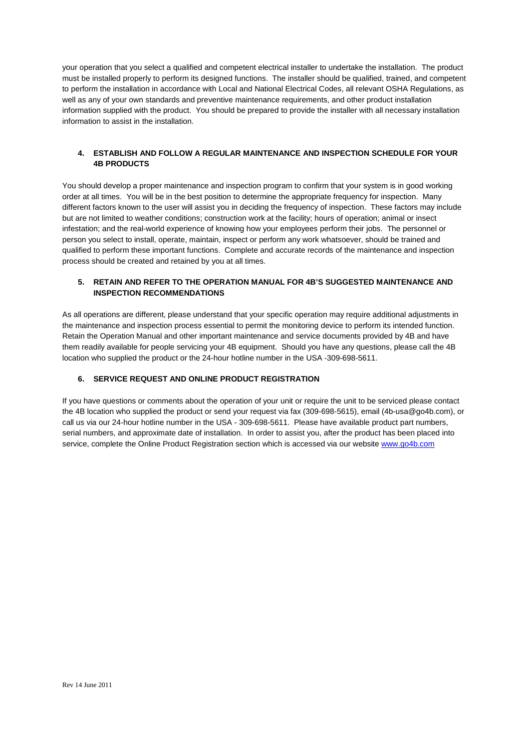your operation that you select a qualified and competent electrical installer to undertake the installation. The product must be installed properly to perform its designed functions. The installer should be qualified, trained, and competent to perform the installation in accordance with Local and National Electrical Codes, all relevant OSHA Regulations, as well as any of your own standards and preventive maintenance requirements, and other product installation information supplied with the product. You should be prepared to provide the installer with all necessary installation information to assist in the installation.

**4. ESTABLISH AND FOLLOW A REGULAR MAINTENANCE AND INSPECTION SCHEDULE FOR YOUR 4B PRODUCTS**

You should develop a proper maintenance and inspection program to confirm that your system is in good working order at all times. You will be in the best position to determine the appropriate frequency for inspection. Many different factors known to the user will assist you in deciding the frequency of inspection. These factors may include but are not limited to weather conditions; construction work at the facility; hours of operation; animal or insect infestation; and the real-world experience of knowing how your employees perform their jobs. The personnel or person you select to install, operate, maintain, inspect or perform any work whatsoever, should be trained and qualified to perform these important functions. Complete and accurate records of the maintenance and inspection process should be created and retained by you at all times.

**5. RETAIN AND REFER TO THE OPERATION MANUAL FOR 4B'S SUGGESTED MAINTENANCE AND INSPECTION RECOMMENDATIONS**

As all operations are different, please understand that your specific operation may require additional adjustments in the maintenance and inspection process essential to permit the monitoring device to perform its intended function. Retain the Operation Manual and other important maintenance and service documents provided by 4B and have them readily available for people servicing your 4B equipment. Should you have any questions, please call the 4B location who supplied the product or the 24-hour hotline number in the USA -309-698-5611.

**6. SERVICE REQUEST AND ONLINE PRODUCT REGISTRATION**

If you have questions or comments about the operation of your unit or require the unit to be serviced please contact the 4B location who supplied the product or send your request via fax (309-698-5615), email (4b-usa@go4b.com), or call us via our 24-hour hotline number in the USA - 309-698-5611. Please have available product part numbers, serial numbers, and approximate date of installation. In order to assist you, after the product has been placed into service, complete the Online Product Registration section which is accessed via our website www.go4b.com

Rev 14 June 2011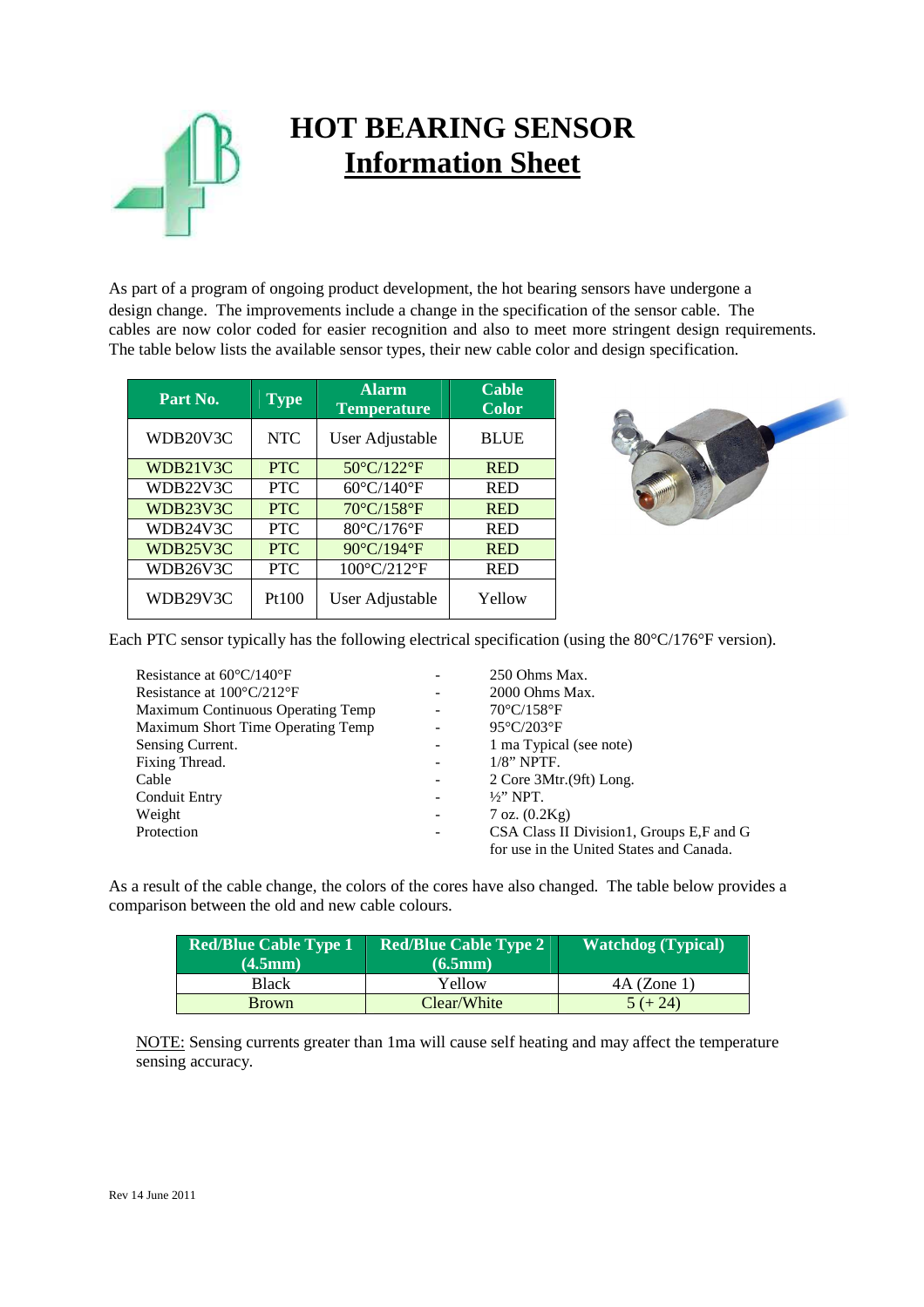# HOT BEARING SENSOR
## Information Sheet

As part of a program of ongoing product development, the hot bearing sensors have undergone a design change. The improvements include a change in the specification of the sensor cable. The cables are now color coded for easier recognition and also to meet more stringent design requirements. The table below lists the available sensor types, their new cable color and design specification.

| Part No. | Type | Alarm Temperature | Cable Color |
|---|---|---|---|
| WDB20V3C | NTC | User Adjustable | BLUE |
| WDB21V3C | PTC | 50°C/122°F | RED |
| WDB22V3C | PTC | 60°C/140°F | RED |
| WDB23V3C | PTC | 70°C/158°F | RED |
| WDB24V3C | PTC | 80°C/176°F | RED |
| WDB25V3C | PTC | 90°C/194°F | RED |
| WDB26V3C | PTC | 100°C/212°F | RED |
| WDB29V3C | Pt100 | User Adjustable | Yellow |

Each PTC sensor typically has the following electrical specification (using the 80°C/176°F version).

| | | |
|---|---|---|
| Resistance at 60°C/140°F | - | 250 Ohms Max. |
| Resistance at 100°C/212°F | - | 2000 Ohms Max. |
| Maximum Continuous Operating Temp | - | 70°C/158°F |
| Maximum Short Time Operating Temp | - | 95°C/203°F |
| Sensing Current. | - | 1 ma Typical (see note) |
| Fixing Thread. | - | 1/8" NPTF. |
| Cable | - | 2 Core 3Mtr.(9ft) Long. |
| Conduit Entry | - | ½" NPT. |
| Weight | - | 7 oz. (0.2Kg) |
| Protection | - | CSA Class II Division1, Groups E,F and G for use in the United States and Canada. |

As a result of the cable change, the colors of the cores have also changed. The table below provides a comparison between the old and new cable colours.

| Red/Blue Cable Type 1 (4.5mm) | Red/Blue Cable Type 2 (6.5mm) | Watchdog (Typical) |
|---|---|---|
| Black | Yellow | 4A (Zone 1) |
| Brown | Clear/White | 5 (+ 24) |

NOTE: Sensing currents greater than 1ma will cause self heating and may affect the temperature sensing accuracy.

Rev 14 June 2011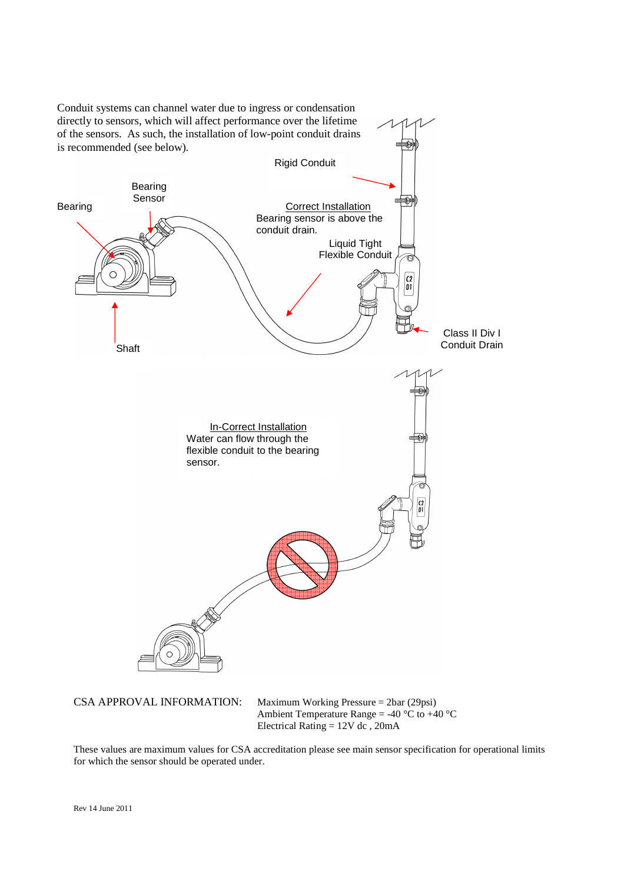Conduit systems can channel water due to ingress or condensation directly to sensors, which will affect performance over the lifetime of the sensors. As such, the installation of low-point conduit drains is recommended (see below).

Rigid Conduit

Bearing Sensor

Bearing

Correct Installation
Bearing sensor is above the conduit drain.

Liquid Tight Flexible Conduit

Class II Div I Conduit Drain

Shaft

In-Correct Installation
Water can flow through the flexible conduit to the bearing sensor.

CSA APPROVAL INFORMATION: Maximum Working Pressure = 2bar (29psi)
Ambient Temperature Range = -40 °C to +40 °C
Electrical Rating = 12V dc , 20mA

These values are maximum values for CSA accreditation please see main sensor specification for operational limits for which the sensor should be operated under.

Rev 14 June 2011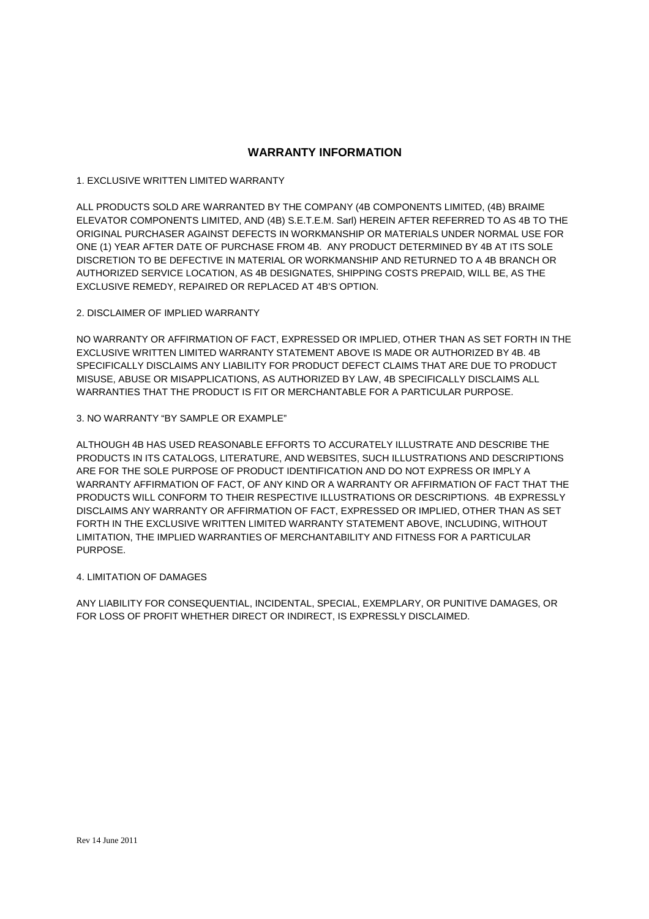# WARRANTY INFORMATION

1. EXCLUSIVE WRITTEN LIMITED WARRANTY

ALL PRODUCTS SOLD ARE WARRANTED BY THE COMPANY (4B COMPONENTS LIMITED, (4B) BRAIME ELEVATOR COMPONENTS LIMITED, AND (4B) S.E.T.E.M. Sarl) HEREIN AFTER REFERRED TO AS 4B TO THE ORIGINAL PURCHASER AGAINST DEFECTS IN WORKMANSHIP OR MATERIALS UNDER NORMAL USE FOR ONE (1) YEAR AFTER DATE OF PURCHASE FROM 4B. ANY PRODUCT DETERMINED BY 4B AT ITS SOLE DISCRETION TO BE DEFECTIVE IN MATERIAL OR WORKMANSHIP AND RETURNED TO A 4B BRANCH OR AUTHORIZED SERVICE LOCATION, AS 4B DESIGNATES, SHIPPING COSTS PREPAID, WILL BE, AS THE EXCLUSIVE REMEDY, REPAIRED OR REPLACED AT 4B'S OPTION.

2. DISCLAIMER OF IMPLIED WARRANTY

NO WARRANTY OR AFFIRMATION OF FACT, EXPRESSED OR IMPLIED, OTHER THAN AS SET FORTH IN THE EXCLUSIVE WRITTEN LIMITED WARRANTY STATEMENT ABOVE IS MADE OR AUTHORIZED BY 4B. 4B SPECIFICALLY DISCLAIMS ANY LIABILITY FOR PRODUCT DEFECT CLAIMS THAT ARE DUE TO PRODUCT MISUSE, ABUSE OR MISAPPLICATIONS, AS AUTHORIZED BY LAW, 4B SPECIFICALLY DISCLAIMS ALL WARRANTIES THAT THE PRODUCT IS FIT OR MERCHANTABLE FOR A PARTICULAR PURPOSE.

3. NO WARRANTY "BY SAMPLE OR EXAMPLE"

ALTHOUGH 4B HAS USED REASONABLE EFFORTS TO ACCURATELY ILLUSTRATE AND DESCRIBE THE PRODUCTS IN ITS CATALOGS, LITERATURE, AND WEBSITES, SUCH ILLUSTRATIONS AND DESCRIPTIONS ARE FOR THE SOLE PURPOSE OF PRODUCT IDENTIFICATION AND DO NOT EXPRESS OR IMPLY A WARRANTY AFFIRMATION OF FACT, OF ANY KIND OR A WARRANTY OR AFFIRMATION OF FACT THAT THE PRODUCTS WILL CONFORM TO THEIR RESPECTIVE ILLUSTRATIONS OR DESCRIPTIONS. 4B EXPRESSLY DISCLAIMS ANY WARRANTY OR AFFIRMATION OF FACT, EXPRESSED OR IMPLIED, OTHER THAN AS SET FORTH IN THE EXCLUSIVE WRITTEN LIMITED WARRANTY STATEMENT ABOVE, INCLUDING, WITHOUT LIMITATION, THE IMPLIED WARRANTIES OF MERCHANTABILITY AND FITNESS FOR A PARTICULAR PURPOSE.

4. LIMITATION OF DAMAGES

ANY LIABILITY FOR CONSEQUENTIAL, INCIDENTAL, SPECIAL, EXEMPLARY, OR PUNITIVE DAMAGES, OR FOR LOSS OF PROFIT WHETHER DIRECT OR INDIRECT, IS EXPRESSLY DISCLAIMED.

Rev 14 June 2011